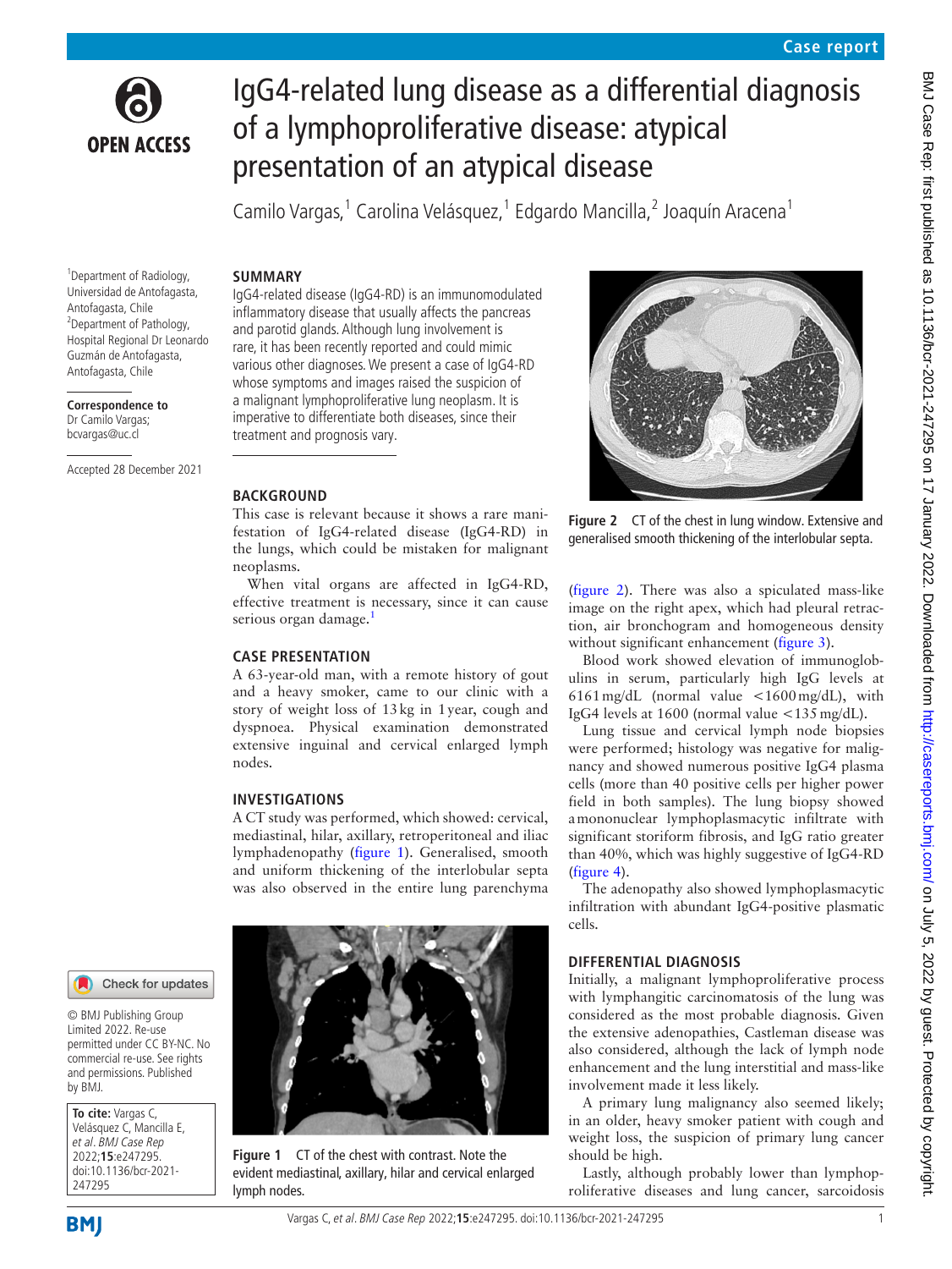Case report

# IgG4-related lung disease as a differential diagnosis of a lymphoproliferative disease: atypical presentation of an atypical disease

Camilo Vargas,[1] Carolina Velásquez,[1] Edgardo Mancilla,[2] Joaquín Aracena[1]

[1]Department of Radiology, Universidad de Antofagasta, Antofagasta, Chile
[2]Department of Pathology, Hospital Regional Dr Leonardo Guzmán de Antofagasta, Antofagasta, Chile

**Correspondence to**
Dr Camilo Vargas; bcvargas@uc.cl

Accepted 28 December 2021

## SUMMARY

IgG4-related disease (IgG4-RD) is an immunomodulated inflammatory disease that usually affects the pancreas and parotid glands. Although lung involvement is rare, it has been recently reported and could mimic various other diagnoses. We present a case of IgG4-RD whose symptoms and images raised the suspicion of a malignant lymphoproliferative lung neoplasm. It is imperative to differentiate both diseases, since their treatment and prognosis vary.

## BACKGROUND

This case is relevant because it shows a rare manifestation of IgG4-related disease (IgG4-RD) in the lungs, which could be mistaken for malignant neoplasms.

When vital organs are affected in IgG4-RD, effective treatment is necessary, since it can cause serious organ damage.[1]

## CASE PRESENTATION

A 63-year-old man, with a remote history of gout and a heavy smoker, came to our clinic with a story of weight loss of 13 kg in 1 year, cough and dyspnoea. Physical examination demonstrated extensive inguinal and cervical enlarged lymph nodes.

## INVESTIGATIONS

A CT study was performed, which showed: cervical, mediastinal, hilar, axillary, retroperitoneal and iliac lymphadenopathy (figure 1). Generalised, smooth and uniform thickening of the interlobular septa was also observed in the entire lung parenchyma (figure 2). There was also a spiculated mass-like image on the right apex, which had pleural retraction, air bronchogram and homogeneous density without significant enhancement (figure 3).

Figure 1 CT of the chest with contrast. Note the evident mediastinal, axillary, hilar and cervical enlarged lymph nodes.

Figure 2 CT of the chest in lung window. Extensive and generalised smooth thickening of the interlobular septa.

Blood work showed elevation of immunoglobulins in serum, particularly high IgG levels at 6161 mg/dL (normal value <1600 mg/dL), with IgG4 levels at 1600 (normal value <135 mg/dL).

Lung tissue and cervical lymph node biopsies were performed; histology was negative for malignancy and showed numerous positive IgG4 plasma cells (more than 40 positive cells per higher power field in both samples). The lung biopsy showed a mononuclear lymphoplasmacytic infiltrate with significant storiform fibrosis, and IgG ratio greater than 40%, which was highly suggestive of IgG4-RD (figure 4).

The adenopathy also showed lymphoplasmacytic infiltration with abundant IgG4-positive plasmatic cells.

## DIFFERENTIAL DIAGNOSIS

Initially, a malignant lymphoproliferative process with lymphangitic carcinomatosis of the lung was considered as the most probable diagnosis. Given the extensive adenopathies, Castleman disease was also considered, although the lack of lymph node enhancement and the lung interstitial and mass-like involvement made it less likely.

A primary lung malignancy also seemed likely; in an older, heavy smoker patient with cough and weight loss, the suspicion of primary lung cancer should be high.

Lastly, although probably lower than lymphoproliferative diseases and lung cancer, sarcoidosis

© BMJ Publishing Group Limited 2022. Re-use permitted under CC BY-NC. No commercial re-use. See rights and permissions. Published by BMJ.

**To cite:** Vargas C, Velásquez C, Mancilla E, *et al. BMJ Case Rep* 2022;**15**:e247295. doi:10.1136/bcr-2021-247295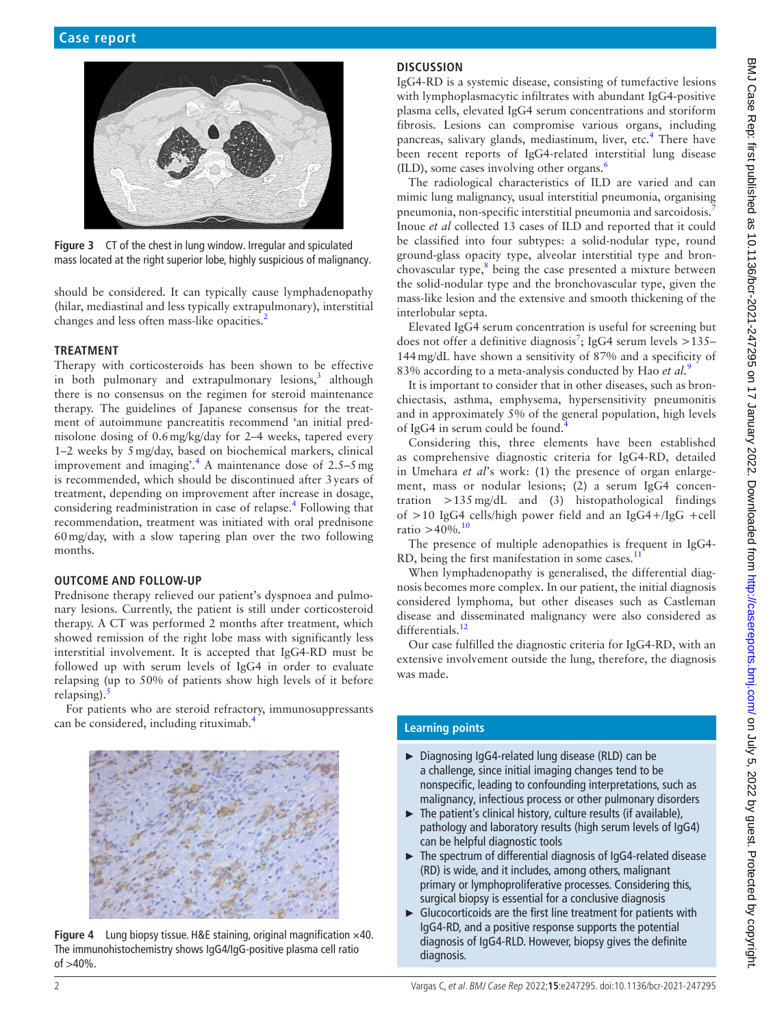Figure 3 CT of the chest in lung window. Irregular and spiculated mass located at the right superior lobe, highly suspicious of malignancy.

should be considered. It can typically cause lymphadenopathy (hilar, mediastinal and less typically extrapulmonary), interstitial changes and less often mass-like opacities.[2]

## TREATMENT

Therapy with corticosteroids has been shown to be effective in both pulmonary and extrapulmonary lesions,[3] although there is no consensus on the regimen for steroid maintenance therapy. The guidelines of Japanese consensus for the treatment of autoimmune pancreatitis recommend 'an initial prednisolone dosing of 0.6 mg/kg/day for 2–4 weeks, tapered every 1–2 weeks by 5 mg/day, based on biochemical markers, clinical improvement and imaging'.[4] A maintenance dose of 2.5–5 mg is recommended, which should be discontinued after 3 years of treatment, depending on improvement after increase in dosage, considering readministration in case of relapse.[4] Following that recommendation, treatment was initiated with oral prednisone 60 mg/day, with a slow tapering plan over the two following months.

## OUTCOME AND FOLLOW-UP

Prednisone therapy relieved our patient's dyspnoea and pulmonary lesions. Currently, the patient is still under corticosteroid therapy. A CT was performed 2 months after treatment, which showed remission of the right lobe mass with significantly less interstitial involvement. It is accepted that IgG4-RD must be followed up with serum levels of IgG4 in order to evaluate relapsing (up to 50% of patients show high levels of it before relapsing).[5]

For patients who are steroid refractory, immunosuppressants can be considered, including rituximab.[4]

Figure 4 Lung biopsy tissue. H&E staining, original magnification ×40. The immunohistochemistry shows IgG4/IgG-positive plasma cell ratio of >40%.

## DISCUSSION

IgG4-RD is a systemic disease, consisting of tumefactive lesions with lymphoplasmacytic infiltrates with abundant IgG4-positive plasma cells, elevated IgG4 serum concentrations and storiform fibrosis. Lesions can compromise various organs, including pancreas, salivary glands, mediastinum, liver, etc.[4] There have been recent reports of IgG4-related interstitial lung disease (ILD), some cases involving other organs.[6]

The radiological characteristics of ILD are varied and can mimic lung malignancy, usual interstitial pneumonia, organising pneumonia, non-specific interstitial pneumonia and sarcoidosis.[7] Inoue *et al* collected 13 cases of ILD and reported that it could be classified into four subtypes: a solid-nodular type, round ground-glass opacity type, alveolar interstitial type and bronchovascular type,[8] being the case presented a mixture between the solid-nodular type and the bronchovascular type, given the mass-like lesion and the extensive and smooth thickening of the interlobular septa.

Elevated IgG4 serum concentration is useful for screening but does not offer a definitive diagnosis[7]; IgG4 serum levels >135–144 mg/dL have shown a sensitivity of 87% and a specificity of 83% according to a meta-analysis conducted by Hao *et al*.[9]

It is important to consider that in other diseases, such as bronchiectasis, asthma, emphysema, hypersensitivity pneumonitis and in approximately 5% of the general population, high levels of IgG4 in serum could be found.[4]

Considering this, three elements have been established as comprehensive diagnostic criteria for IgG4-RD, detailed in Umehara *et al*'s work: (1) the presence of organ enlargement, mass or nodular lesions; (2) a serum IgG4 concentration >135 mg/dL and (3) histopathological findings of >10 IgG4 cells/high power field and an IgG4+/IgG +cell ratio >40%.[10]

The presence of multiple adenopathies is frequent in IgG4-RD, being the first manifestation in some cases.[11]

When lymphadenopathy is generalised, the differential diagnosis becomes more complex. In our patient, the initial diagnosis considered lymphoma, but other diseases such as Castleman disease and disseminated malignancy were also considered as differentials.[12]

Our case fulfilled the diagnostic criteria for IgG4-RD, with an extensive involvement outside the lung, therefore, the diagnosis was made.

## Learning points

- Diagnosing IgG4-related lung disease (RLD) can be a challenge, since initial imaging changes tend to be nonspecific, leading to confounding interpretations, such as malignancy, infectious process or other pulmonary disorders
- The patient's clinical history, culture results (if available), pathology and laboratory results (high serum levels of IgG4) can be helpful diagnostic tools
- The spectrum of differential diagnosis of IgG4-related disease (RD) is wide, and it includes, among others, malignant primary or lymphoproliferative processes. Considering this, surgical biopsy is essential for a conclusive diagnosis
- Glucocorticoids are the first line treatment for patients with IgG4-RD, and a positive response supports the potential diagnosis of IgG4-RLD. However, biopsy gives the definite diagnosis.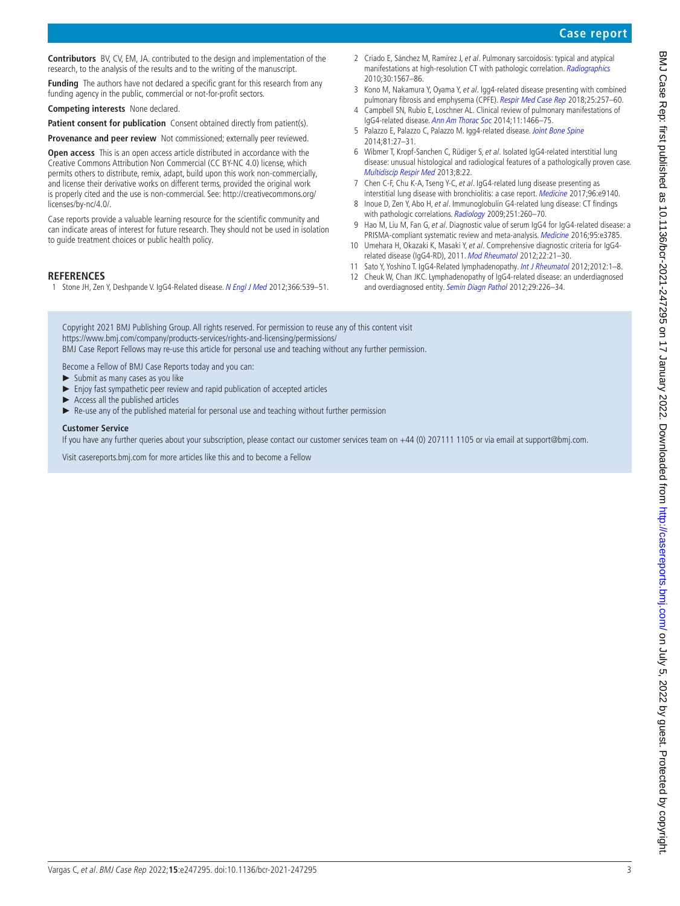**Contributors** BV, CV, EM, JA. contributed to the design and implementation of the research, to the analysis of the results and to the writing of the manuscript.

**Funding** The authors have not declared a specific grant for this research from any funding agency in the public, commercial or not-for-profit sectors.

**Competing interests** None declared.

**Patient consent for publication** Consent obtained directly from patient(s).

**Provenance and peer review** Not commissioned; externally peer reviewed.

**Open access** This is an open access article distributed in accordance with the Creative Commons Attribution Non Commercial (CC BY-NC 4.0) license, which permits others to distribute, remix, adapt, build upon this work non-commercially, and license their derivative works on different terms, provided the original work is properly cited and the use is non-commercial. See: http://creativecommons.org/licenses/by-nc/4.0/.

Case reports provide a valuable learning resource for the scientific community and can indicate areas of interest for future research. They should not be used in isolation to guide treatment choices or public health policy.

## REFERENCES

1. Stone JH, Zen Y, Deshpande V. IgG4-Related disease. *N Engl J Med* 2012;366:539–51.
2. Criado E, Sánchez M, Ramírez J, *et al*. Pulmonary sarcoidosis: typical and atypical manifestations at high-resolution CT with pathologic correlation. *Radiographics* 2010;30:1567–86.
3. Kono M, Nakamura Y, Oyama Y, *et al*. Igg4-related disease presenting with combined pulmonary fibrosis and emphysema (CPFE). *Respir Med Case Rep* 2018;25:257–60.
4. Campbell SN, Rubio E, Loschner AL. Clinical review of pulmonary manifestations of IgG4-related disease. *Ann Am Thorac Soc* 2014;11:1466–75.
5. Palazzo E, Palazzo C, Palazzo M. Igg4-related disease. *Joint Bone Spine* 2014;81:27–31.
6. Wibmer T, Kropf-Sanchen C, Rüdiger S, *et al*. Isolated IgG4-related interstitial lung disease: unusual histological and radiological features of a pathologically proven case. *Multidiscip Respir Med* 2013;8:22.
7. Chen C-F, Chu K-A, Tseng Y-C, *et al*. IgG4-related lung disease presenting as interstitial lung disease with bronchiolitis: a case report. *Medicine* 2017;96:e9140.
8. Inoue D, Zen Y, Abo H, *et al*. Immunoglobulin G4-related lung disease: CT findings with pathologic correlations. *Radiology* 2009;251:260–70.
9. Hao M, Liu M, Fan G, *et al*. Diagnostic value of serum IgG4 for IgG4-related disease: a PRISMA-compliant systematic review and meta-analysis. *Medicine* 2016;95:e3785.
10. Umehara H, Okazaki K, Masaki Y, *et al*. Comprehensive diagnostic criteria for IgG4-related disease (IgG4-RD), 2011. *Mod Rheumatol* 2012;22:21–30.
11. Sato Y, Yoshino T. IgG4-Related lymphadenopathy. *Int J Rheumatol* 2012;2012:1–8.
12. Cheuk W, Chan JKC. Lymphadenopathy of IgG4-related disease: an underdiagnosed and overdiagnosed entity. *Semin Diagn Pathol* 2012;29:226–34.

Copyright 2021 BMJ Publishing Group. All rights reserved. For permission to reuse any of this content visit https://www.bmj.com/company/products-services/rights-and-licensing/permissions/
BMJ Case Report Fellows may re-use this article for personal use and teaching without any further permission.

Become a Fellow of BMJ Case Reports today and you can:

- ► Submit as many cases as you like
- ► Enjoy fast sympathetic peer review and rapid publication of accepted articles
- ► Access all the published articles
- ► Re-use any of the published material for personal use and teaching without further permission

**Customer Service**

If you have any further queries about your subscription, please contact our customer services team on +44 (0) 207111 1105 or via email at support@bmj.com.

Visit casereports.bmj.com for more articles like this and to become a Fellow